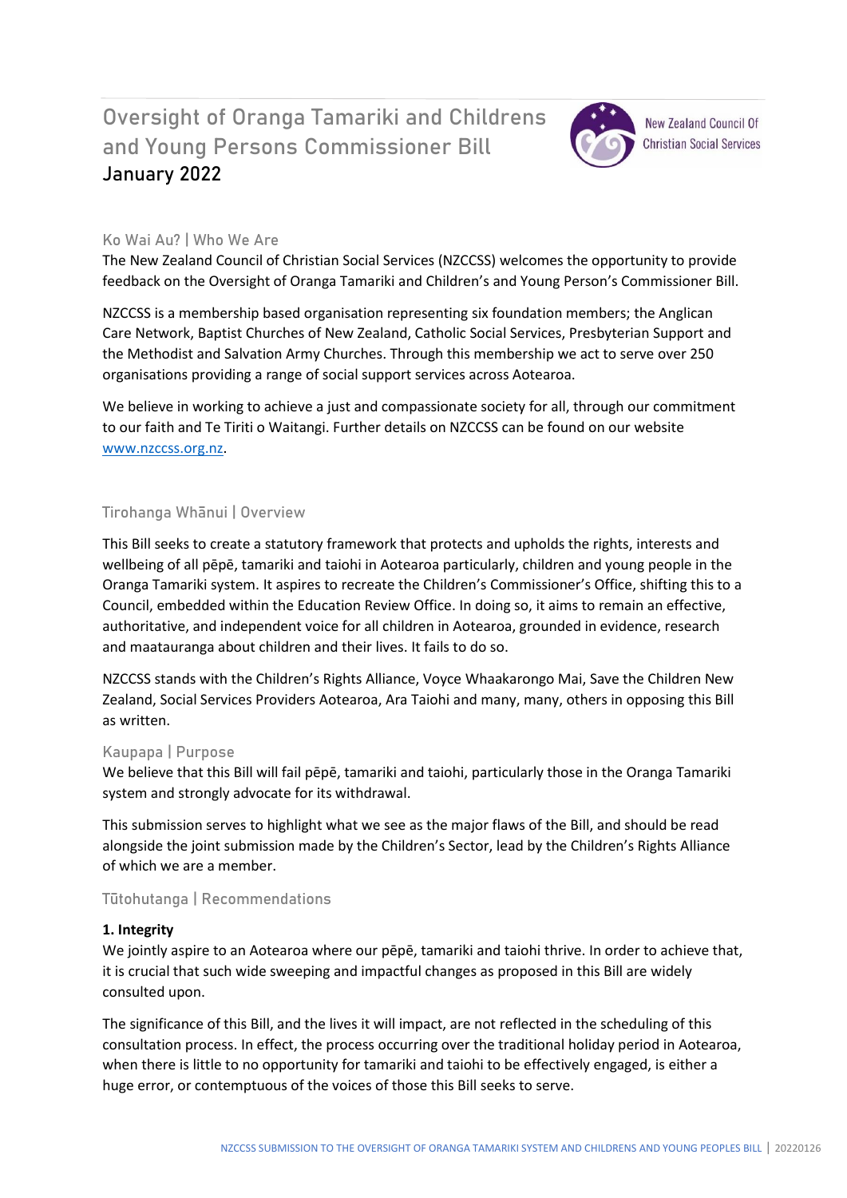# Oversight of Oranga Tamariki and Childrens and Young Persons Commissioner Bill

**January 2022**

New Zealand Council Of Christian Social Services

## Ko Wai Au? | Who We Are

The New Zealand Council of Christian Social Services (NZCCSS) welcomes the opportunity to provide feedback on the Oversight of Oranga Tamariki and Children's and Young Person's Commissioner Bill.

NZCCSS is a membership based organisation representing six foundation members; the Anglican Care Network, Baptist Churches of New Zealand, Catholic Social Services, Presbyterian Support and the Methodist and Salvation Army Churches. Through this membership we act to serve over 250 organisations providing a range of social support services across Aotearoa.

We believe in working to achieve a just and compassionate society for all, through our commitment to our faith and Te Tiriti o Waitangi. Further details on NZCCSS can be found on our website www.nzccss.org.nz.

## Tirohanga Whānui | Overview

This Bill seeks to create a statutory framework that protects and upholds the rights, interests and wellbeing of all pēpē, tamariki and taiohi in Aotearoa particularly, children and young people in the Oranga Tamariki system. It aspires to recreate the Children's Commissioner's Office, shifting this to a Council, embedded within the Education Review Office. In doing so, it aims to remain an effective, authoritative, and independent voice for all children in Aotearoa, grounded in evidence, research and maatauranga about children and their lives. It fails to do so.

NZCCSS stands with the Children's Rights Alliance, Voyce Whaakarongo Mai, Save the Children New Zealand, Social Services Providers Aotearoa, Ara Taiohi and many, many, others in opposing this Bill as written.

## Kaupapa | Purpose

We believe that this Bill will fail pēpē, tamariki and taiohi, particularly those in the Oranga Tamariki system and strongly advocate for its withdrawal.

This submission serves to highlight what we see as the major flaws of the Bill, and should be read alongside the joint submission made by the Children's Sector, lead by the Children's Rights Alliance of which we are a member.

## Tūtohutanga | Recommendations

### 1. Integrity

We jointly aspire to an Aotearoa where our pēpē, tamariki and taiohi thrive. In order to achieve that, it is crucial that such wide sweeping and impactful changes as proposed in this Bill are widely consulted upon.

The significance of this Bill, and the lives it will impact, are not reflected in the scheduling of this consultation process. In effect, the process occurring over the traditional holiday period in Aotearoa, when there is little to no opportunity for tamariki and taiohi to be effectively engaged, is either a huge error, or contemptuous of the voices of those this Bill seeks to serve.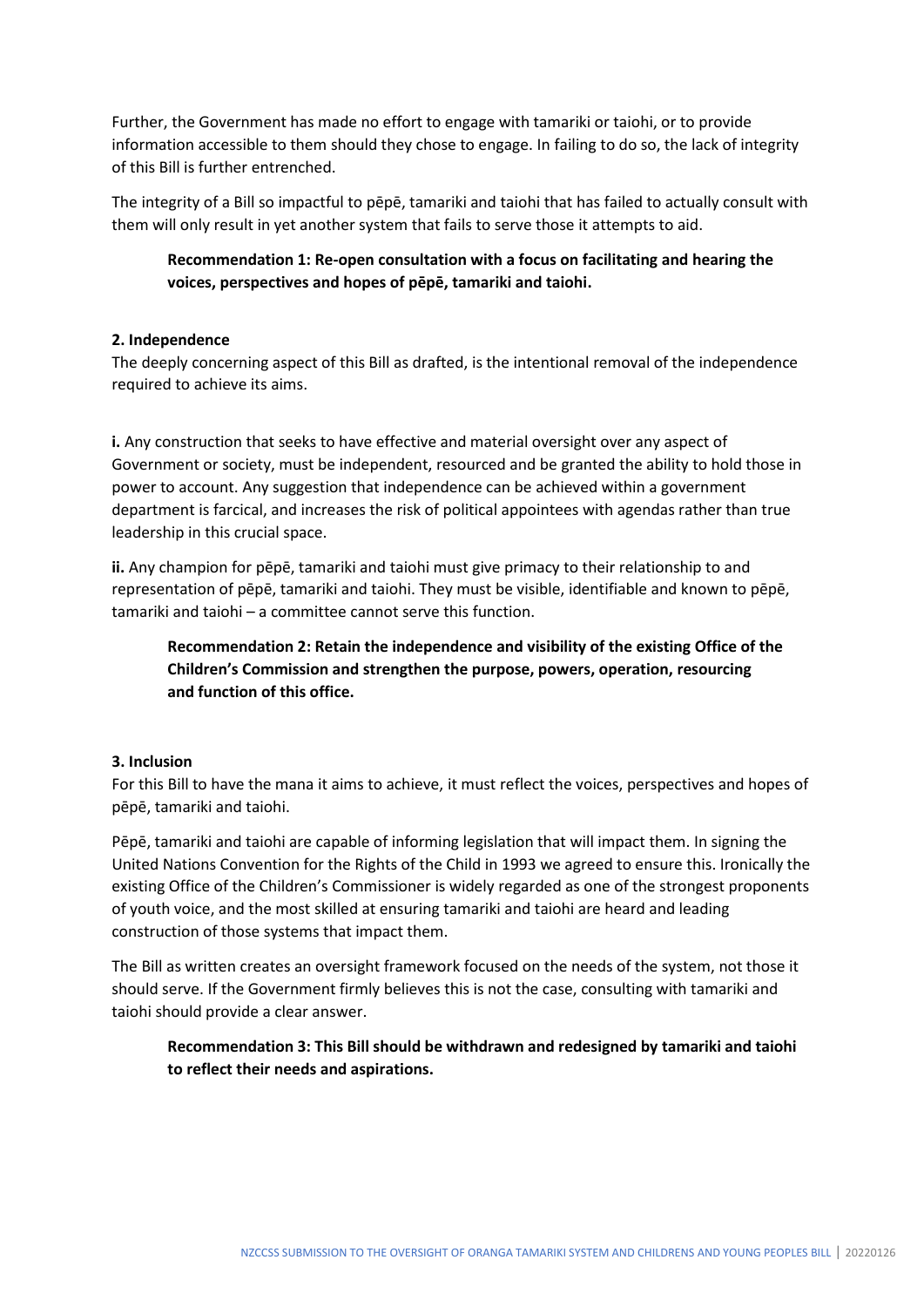Further, the Government has made no effort to engage with tamariki or taiohi, or to provide information accessible to them should they chose to engage. In failing to do so, the lack of integrity of this Bill is further entrenched.

The integrity of a Bill so impactful to pēpē, tamariki and taiohi that has failed to actually consult with them will only result in yet another system that fails to serve those it attempts to aid.

> **Recommendation 1: Re-open consultation with a focus on facilitating and hearing the voices, perspectives and hopes of pēpē, tamariki and taiohi.**

**2. Independence**

The deeply concerning aspect of this Bill as drafted, is the intentional removal of the independence required to achieve its aims.

**i.** Any construction that seeks to have effective and material oversight over any aspect of Government or society, must be independent, resourced and be granted the ability to hold those in power to account. Any suggestion that independence can be achieved within a government department is farcical, and increases the risk of political appointees with agendas rather than true leadership in this crucial space.

**ii.** Any champion for pēpē, tamariki and taiohi must give primacy to their relationship to and representation of pēpē, tamariki and taiohi. They must be visible, identifiable and known to pēpē, tamariki and taiohi – a committee cannot serve this function.

> **Recommendation 2: Retain the independence and visibility of the existing Office of the Children's Commission and strengthen the purpose, powers, operation, resourcing and function of this office.**

**3. Inclusion**

For this Bill to have the mana it aims to achieve, it must reflect the voices, perspectives and hopes of pēpē, tamariki and taiohi.

Pēpē, tamariki and taiohi are capable of informing legislation that will impact them. In signing the United Nations Convention for the Rights of the Child in 1993 we agreed to ensure this. Ironically the existing Office of the Children's Commissioner is widely regarded as one of the strongest proponents of youth voice, and the most skilled at ensuring tamariki and taiohi are heard and leading construction of those systems that impact them.

The Bill as written creates an oversight framework focused on the needs of the system, not those it should serve. If the Government firmly believes this is not the case, consulting with tamariki and taiohi should provide a clear answer.

> **Recommendation 3: This Bill should be withdrawn and redesigned by tamariki and taiohi to reflect their needs and aspirations.**